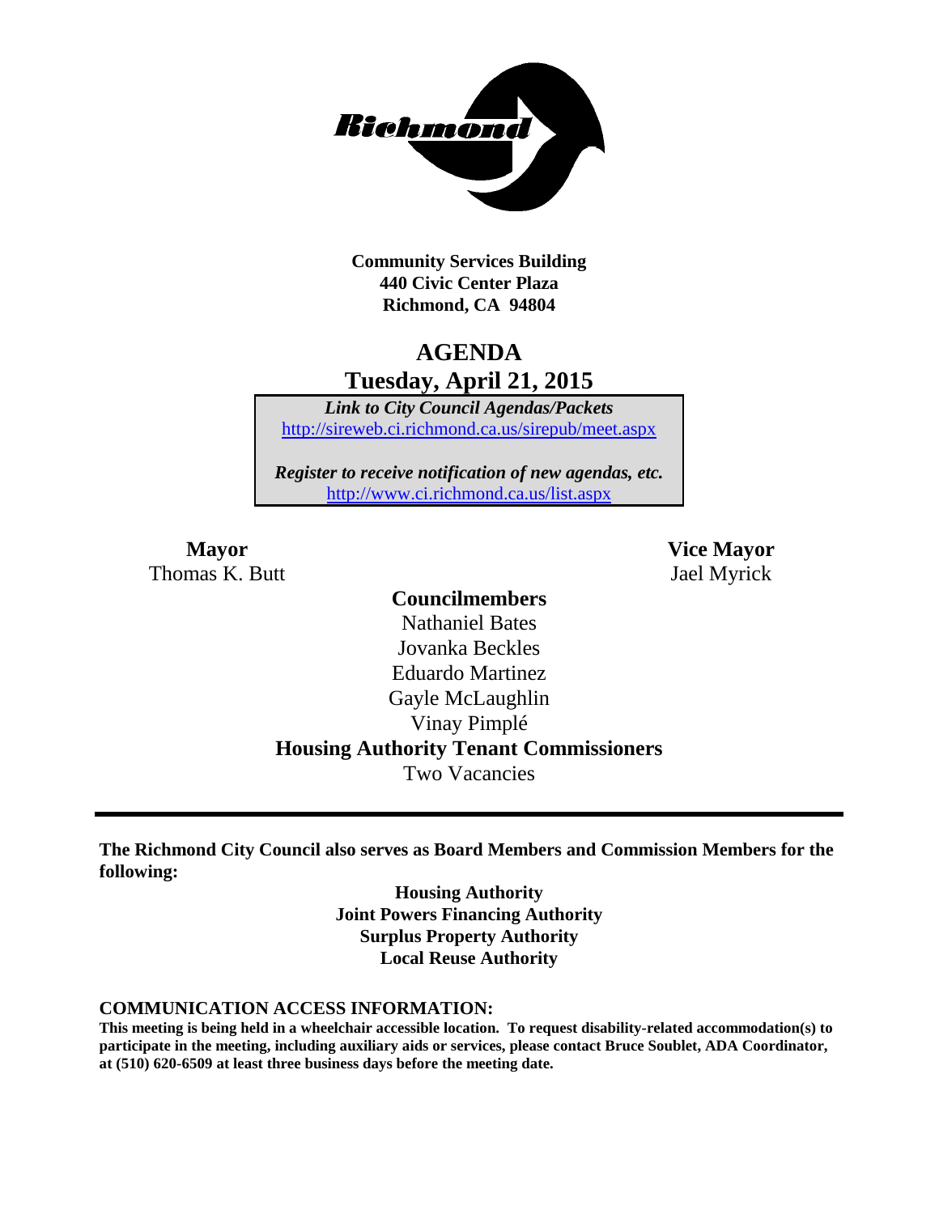**Community Services Building**
**440 Civic Center Plaza**
**Richmond, CA 94804**

# AGENDA
## Tuesday, April 21, 2015

*Link to City Council Agendas/Packets*
http://sireweb.ci.richmond.ca.us/sirepub/meet.aspx

*Register to receive notification of new agendas, etc.*
http://www.ci.richmond.ca.us/list.aspx

**Mayor**
Thomas K. Butt

**Vice Mayor**
Jael Myrick

**Councilmembers**
Nathaniel Bates
Jovanka Beckles
Eduardo Martinez
Gayle McLaughlin
Vinay Pimplé

**Housing Authority Tenant Commissioners**
Two Vacancies

---

**The Richmond City Council also serves as Board Members and Commission Members for the following:**

**Housing Authority**
**Joint Powers Financing Authority**
**Surplus Property Authority**
**Local Reuse Authority**

**COMMUNICATION ACCESS INFORMATION:**

**This meeting is being held in a wheelchair accessible location. To request disability-related accommodation(s) to participate in the meeting, including auxiliary aids or services, please contact Bruce Soublet, ADA Coordinator, at (510) 620-6509 at least three business days before the meeting date.**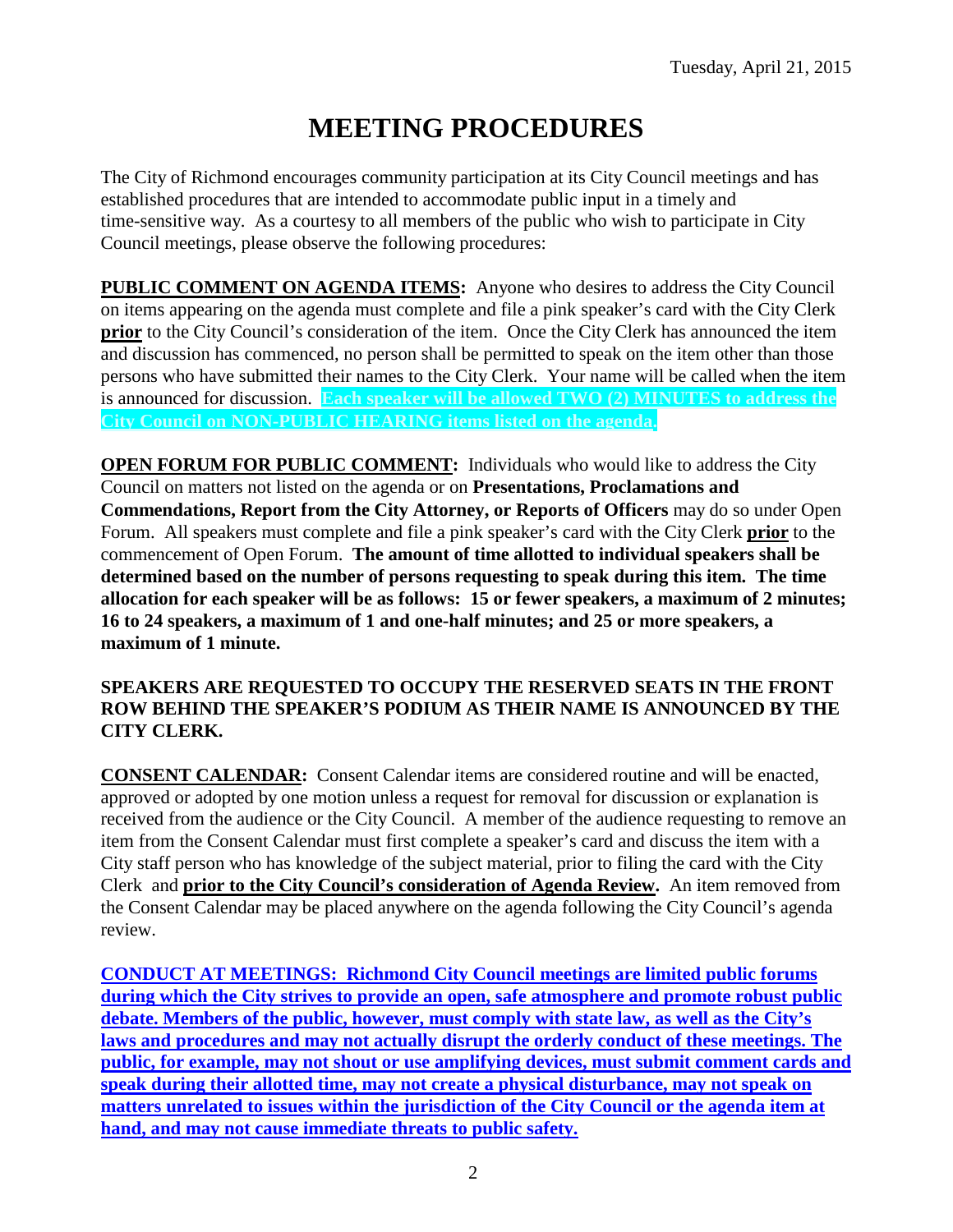# MEETING PROCEDURES

The City of Richmond encourages community participation at its City Council meetings and has established procedures that are intended to accommodate public input in a timely and time-sensitive way. As a courtesy to all members of the public who wish to participate in City Council meetings, please observe the following procedures:

**PUBLIC COMMENT ON AGENDA ITEMS:** Anyone who desires to address the City Council on items appearing on the agenda must complete and file a pink speaker's card with the City Clerk **prior** to the City Council's consideration of the item. Once the City Clerk has announced the item and discussion has commenced, no person shall be permitted to speak on the item other than those persons who have submitted their names to the City Clerk. Your name will be called when the item is announced for discussion. **Each speaker will be allowed TWO (2) MINUTES to address the City Council on NON-PUBLIC HEARING items listed on the agenda.**

**OPEN FORUM FOR PUBLIC COMMENT:** Individuals who would like to address the City Council on matters not listed on the agenda or on **Presentations, Proclamations and Commendations, Report from the City Attorney, or Reports of Officers** may do so under Open Forum. All speakers must complete and file a pink speaker's card with the City Clerk **prior** to the commencement of Open Forum. **The amount of time allotted to individual speakers shall be determined based on the number of persons requesting to speak during this item. The time allocation for each speaker will be as follows: 15 or fewer speakers, a maximum of 2 minutes; 16 to 24 speakers, a maximum of 1 and one-half minutes; and 25 or more speakers, a maximum of 1 minute.**

**SPEAKERS ARE REQUESTED TO OCCUPY THE RESERVED SEATS IN THE FRONT ROW BEHIND THE SPEAKER'S PODIUM AS THEIR NAME IS ANNOUNCED BY THE CITY CLERK.**

**CONSENT CALENDAR:** Consent Calendar items are considered routine and will be enacted, approved or adopted by one motion unless a request for removal for discussion or explanation is received from the audience or the City Council. A member of the audience requesting to remove an item from the Consent Calendar must first complete a speaker's card and discuss the item with a City staff person who has knowledge of the subject material, prior to filing the card with the City Clerk and **prior to the City Council's consideration of Agenda Review.** An item removed from the Consent Calendar may be placed anywhere on the agenda following the City Council's agenda review.

**CONDUCT AT MEETINGS: Richmond City Council meetings are limited public forums during which the City strives to provide an open, safe atmosphere and promote robust public debate. Members of the public, however, must comply with state law, as well as the City's laws and procedures and may not actually disrupt the orderly conduct of these meetings. The public, for example, may not shout or use amplifying devices, must submit comment cards and speak during their allotted time, may not create a physical disturbance, may not speak on matters unrelated to issues within the jurisdiction of the City Council or the agenda item at hand, and may not cause immediate threats to public safety.**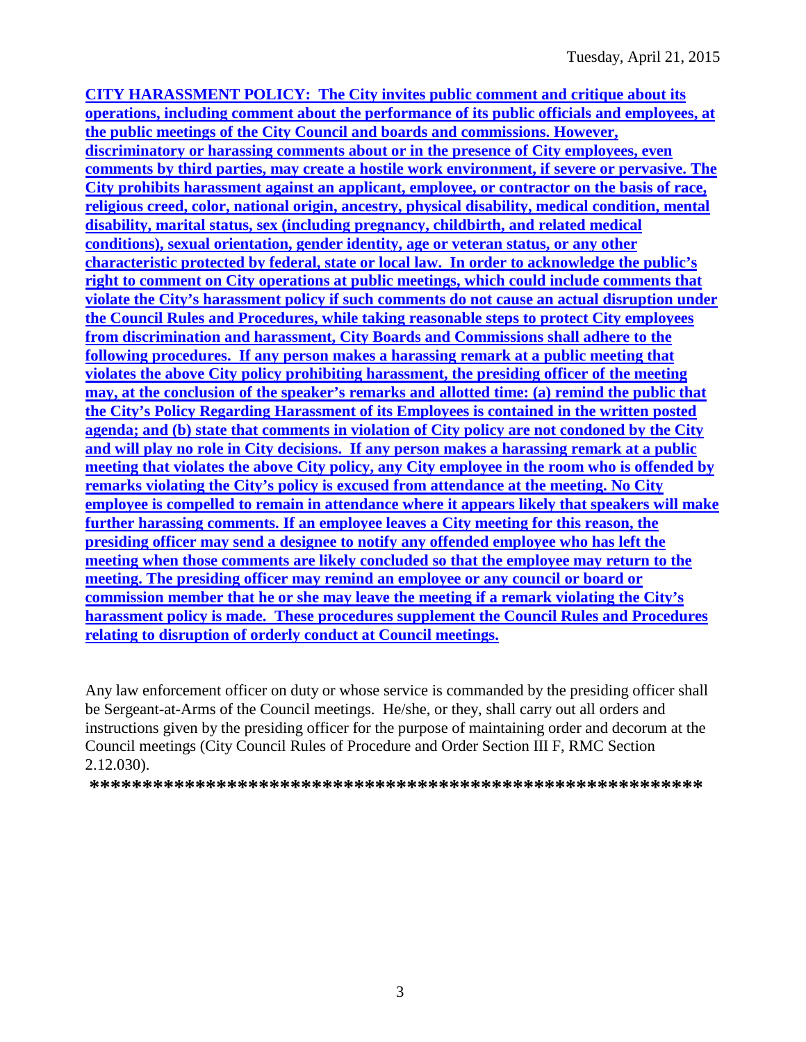**CITY HARASSMENT POLICY: The City invites public comment and critique about its operations, including comment about the performance of its public officials and employees, at the public meetings of the City Council and boards and commissions. However, discriminatory or harassing comments about or in the presence of City employees, even comments by third parties, may create a hostile work environment, if severe or pervasive. The City prohibits harassment against an applicant, employee, or contractor on the basis of race, religious creed, color, national origin, ancestry, physical disability, medical condition, mental disability, marital status, sex (including pregnancy, childbirth, and related medical conditions), sexual orientation, gender identity, age or veteran status, or any other characteristic protected by federal, state or local law. In order to acknowledge the public's right to comment on City operations at public meetings, which could include comments that violate the City's harassment policy if such comments do not cause an actual disruption under the Council Rules and Procedures, while taking reasonable steps to protect City employees from discrimination and harassment, City Boards and Commissions shall adhere to the following procedures. If any person makes a harassing remark at a public meeting that violates the above City policy prohibiting harassment, the presiding officer of the meeting may, at the conclusion of the speaker's remarks and allotted time: (a) remind the public that the City's Policy Regarding Harassment of its Employees is contained in the written posted agenda; and (b) state that comments in violation of City policy are not condoned by the City and will play no role in City decisions. If any person makes a harassing remark at a public meeting that violates the above City policy, any City employee in the room who is offended by remarks violating the City's policy is excused from attendance at the meeting. No City employee is compelled to remain in attendance where it appears likely that speakers will make further harassing comments. If an employee leaves a City meeting for this reason, the presiding officer may send a designee to notify any offended employee who has left the meeting when those comments are likely concluded so that the employee may return to the meeting. The presiding officer may remind an employee or any council or board or commission member that he or she may leave the meeting if a remark violating the City's harassment policy is made. These procedures supplement the Council Rules and Procedures relating to disruption of orderly conduct at Council meetings.**

Any law enforcement officer on duty or whose service is commanded by the presiding officer shall be Sergeant-at-Arms of the Council meetings. He/she, or they, shall carry out all orders and instructions given by the presiding officer for the purpose of maintaining order and decorum at the Council meetings (City Council Rules of Procedure and Order Section III F, RMC Section 2.12.030).

**\*\*\*\*\*\*\*\*\*\*\*\*\*\*\*\*\*\*\*\*\*\*\*\*\*\*\*\*\*\*\*\*\*\*\*\*\*\*\*\*\*\*\*\*\*\*\*\*\*\*\*\*\*\*\*\*\*\*\***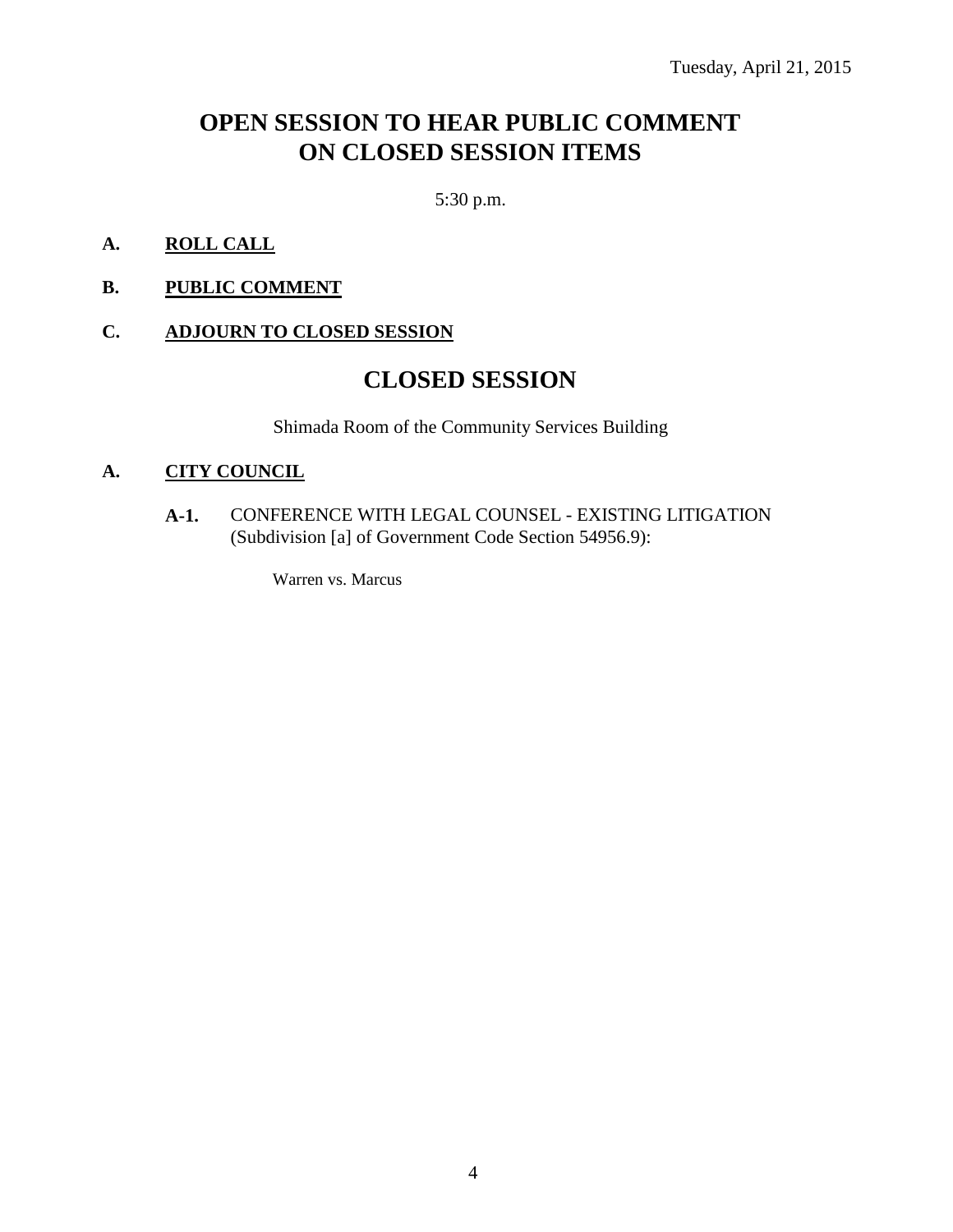Tuesday, April 21, 2015

# OPEN SESSION TO HEAR PUBLIC COMMENT ON CLOSED SESSION ITEMS

5:30 p.m.

**A. ROLL CALL**

**B. PUBLIC COMMENT**

**C. ADJOURN TO CLOSED SESSION**

# CLOSED SESSION

Shimada Room of the Community Services Building

**A. CITY COUNCIL**

**A-1.** CONFERENCE WITH LEGAL COUNSEL - EXISTING LITIGATION (Subdivision [a] of Government Code Section 54956.9):

Warren vs. Marcus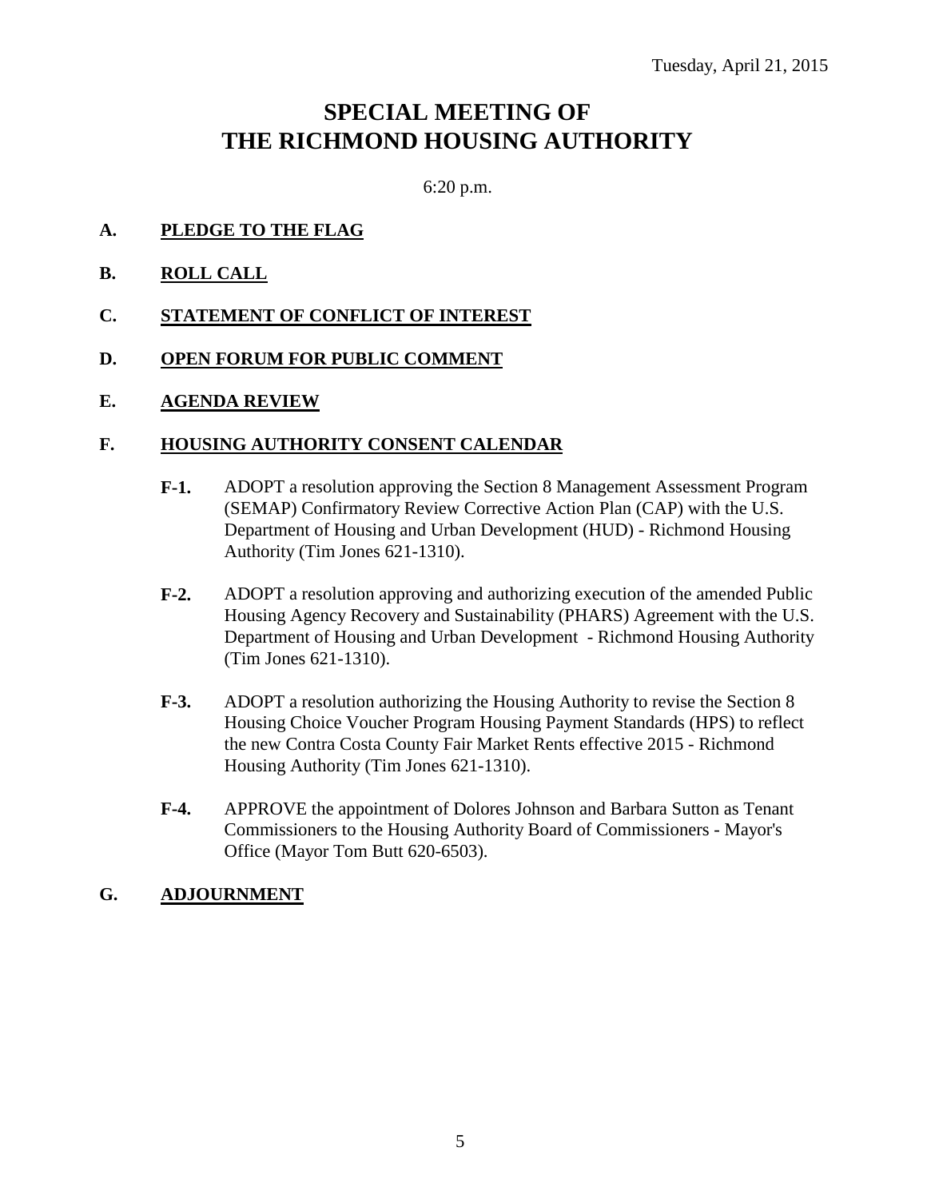Tuesday, April 21, 2015

# SPECIAL MEETING OF THE RICHMOND HOUSING AUTHORITY

6:20 p.m.

**A. PLEDGE TO THE FLAG**

**B. ROLL CALL**

**C. STATEMENT OF CONFLICT OF INTEREST**

**D. OPEN FORUM FOR PUBLIC COMMENT**

**E. AGENDA REVIEW**

**F. HOUSING AUTHORITY CONSENT CALENDAR**

**F-1.** ADOPT a resolution approving the Section 8 Management Assessment Program (SEMAP) Confirmatory Review Corrective Action Plan (CAP) with the U.S. Department of Housing and Urban Development (HUD) - Richmond Housing Authority (Tim Jones 621-1310).

**F-2.** ADOPT a resolution approving and authorizing execution of the amended Public Housing Agency Recovery and Sustainability (PHARS) Agreement with the U.S. Department of Housing and Urban Development - Richmond Housing Authority (Tim Jones 621-1310).

**F-3.** ADOPT a resolution authorizing the Housing Authority to revise the Section 8 Housing Choice Voucher Program Housing Payment Standards (HPS) to reflect the new Contra Costa County Fair Market Rents effective 2015 - Richmond Housing Authority (Tim Jones 621-1310).

**F-4.** APPROVE the appointment of Dolores Johnson and Barbara Sutton as Tenant Commissioners to the Housing Authority Board of Commissioners - Mayor's Office (Mayor Tom Butt 620-6503).

**G. ADJOURNMENT**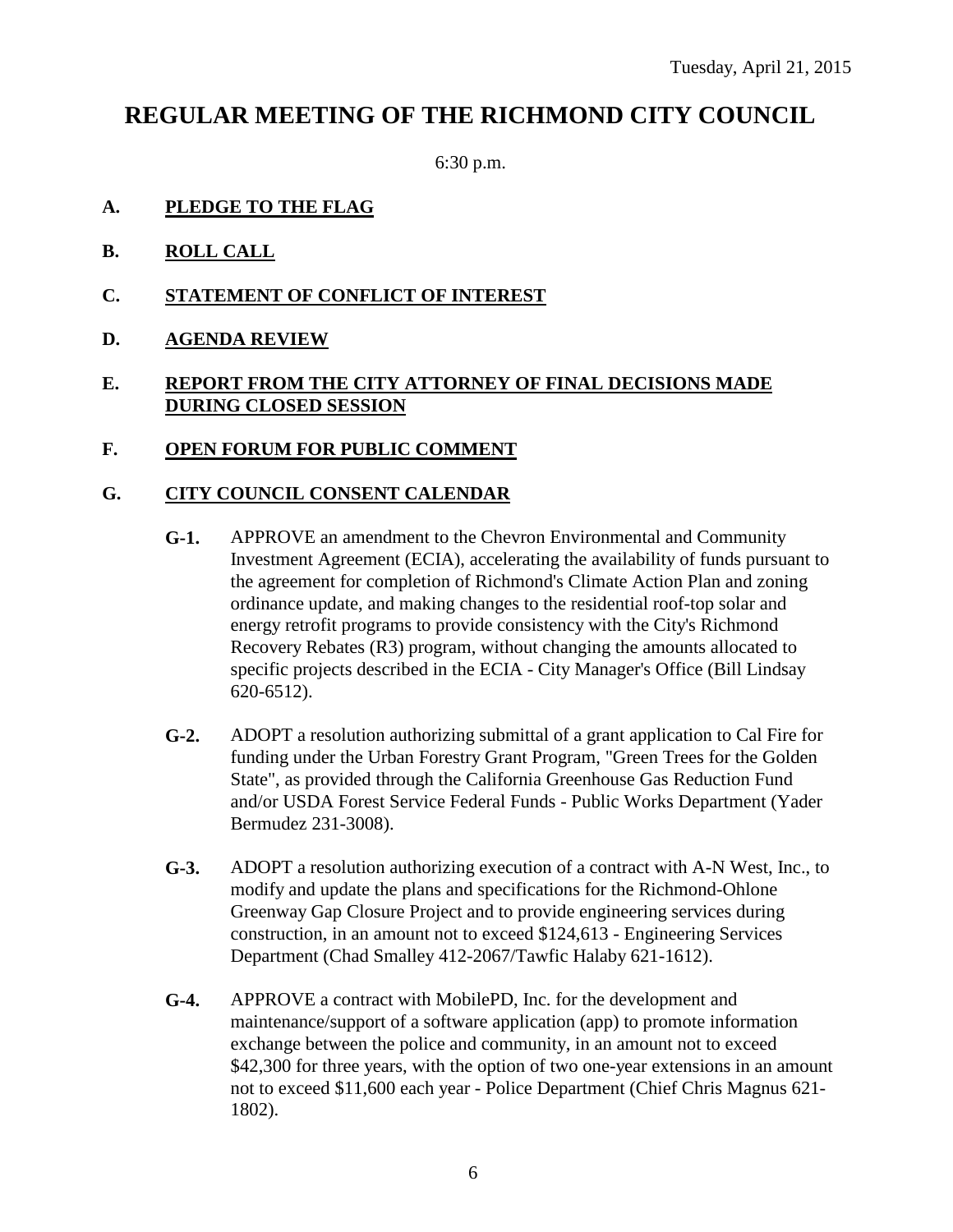Tuesday, April 21, 2015

# REGULAR MEETING OF THE RICHMOND CITY COUNCIL

6:30 p.m.

**A. PLEDGE TO THE FLAG**

**B. ROLL CALL**

**C. STATEMENT OF CONFLICT OF INTEREST**

**D. AGENDA REVIEW**

**E. REPORT FROM THE CITY ATTORNEY OF FINAL DECISIONS MADE DURING CLOSED SESSION**

**F. OPEN FORUM FOR PUBLIC COMMENT**

**G. CITY COUNCIL CONSENT CALENDAR**

**G-1.** APPROVE an amendment to the Chevron Environmental and Community Investment Agreement (ECIA), accelerating the availability of funds pursuant to the agreement for completion of Richmond's Climate Action Plan and zoning ordinance update, and making changes to the residential roof-top solar and energy retrofit programs to provide consistency with the City's Richmond Recovery Rebates (R3) program, without changing the amounts allocated to specific projects described in the ECIA - City Manager's Office (Bill Lindsay 620-6512).

**G-2.** ADOPT a resolution authorizing submittal of a grant application to Cal Fire for funding under the Urban Forestry Grant Program, "Green Trees for the Golden State", as provided through the California Greenhouse Gas Reduction Fund and/or USDA Forest Service Federal Funds - Public Works Department (Yader Bermudez 231-3008).

**G-3.** ADOPT a resolution authorizing execution of a contract with A-N West, Inc., to modify and update the plans and specifications for the Richmond-Ohlone Greenway Gap Closure Project and to provide engineering services during construction, in an amount not to exceed $124,613 - Engineering Services Department (Chad Smalley 412-2067/Tawfic Halaby 621-1612).

**G-4.** APPROVE a contract with MobilePD, Inc. for the development and maintenance/support of a software application (app) to promote information exchange between the police and community, in an amount not to exceed $42,300 for three years, with the option of two one-year extensions in an amount not to exceed $11,600 each year - Police Department (Chief Chris Magnus 621-1802).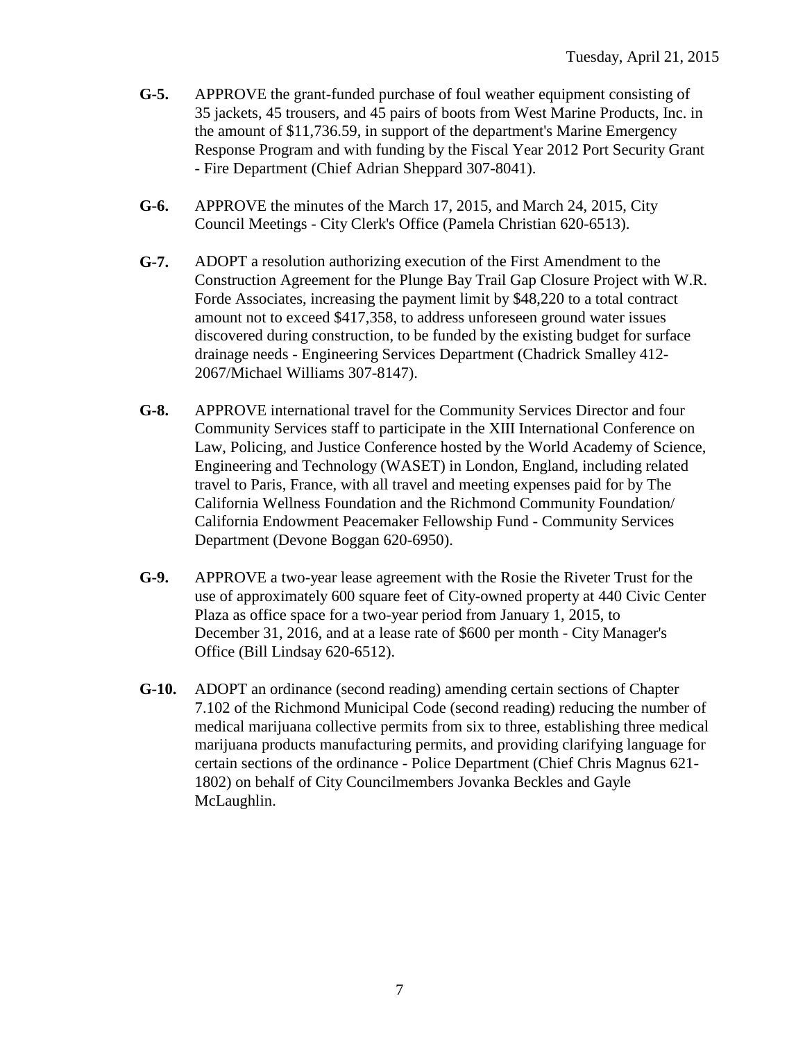**G-5.** APPROVE the grant-funded purchase of foul weather equipment consisting of 35 jackets, 45 trousers, and 45 pairs of boots from West Marine Products, Inc. in the amount of $11,736.59, in support of the department's Marine Emergency Response Program and with funding by the Fiscal Year 2012 Port Security Grant - Fire Department (Chief Adrian Sheppard 307-8041).

**G-6.** APPROVE the minutes of the March 17, 2015, and March 24, 2015, City Council Meetings - City Clerk's Office (Pamela Christian 620-6513).

**G-7.** ADOPT a resolution authorizing execution of the First Amendment to the Construction Agreement for the Plunge Bay Trail Gap Closure Project with W.R. Forde Associates, increasing the payment limit by $48,220 to a total contract amount not to exceed $417,358, to address unforeseen ground water issues discovered during construction, to be funded by the existing budget for surface drainage needs - Engineering Services Department (Chadrick Smalley 412-2067/Michael Williams 307-8147).

**G-8.** APPROVE international travel for the Community Services Director and four Community Services staff to participate in the XIII International Conference on Law, Policing, and Justice Conference hosted by the World Academy of Science, Engineering and Technology (WASET) in London, England, including related travel to Paris, France, with all travel and meeting expenses paid for by The California Wellness Foundation and the Richmond Community Foundation/ California Endowment Peacemaker Fellowship Fund - Community Services Department (Devone Boggan 620-6950).

**G-9.** APPROVE a two-year lease agreement with the Rosie the Riveter Trust for the use of approximately 600 square feet of City-owned property at 440 Civic Center Plaza as office space for a two-year period from January 1, 2015, to December 31, 2016, and at a lease rate of $600 per month - City Manager's Office (Bill Lindsay 620-6512).

**G-10.** ADOPT an ordinance (second reading) amending certain sections of Chapter 7.102 of the Richmond Municipal Code (second reading) reducing the number of medical marijuana collective permits from six to three, establishing three medical marijuana products manufacturing permits, and providing clarifying language for certain sections of the ordinance - Police Department (Chief Chris Magnus 621-1802) on behalf of City Councilmembers Jovanka Beckles and Gayle McLaughlin.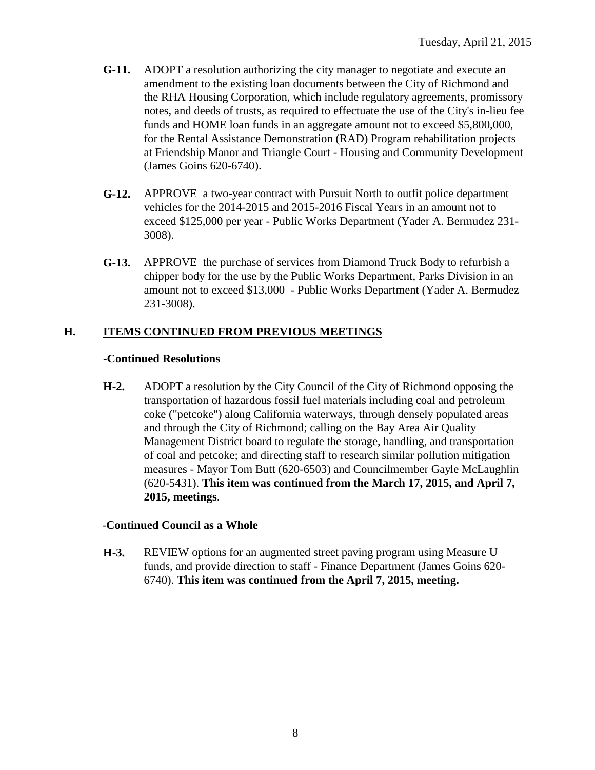**G-11.** ADOPT a resolution authorizing the city manager to negotiate and execute an amendment to the existing loan documents between the City of Richmond and the RHA Housing Corporation, which include regulatory agreements, promissory notes, and deeds of trusts, as required to effectuate the use of the City's in-lieu fee funds and HOME loan funds in an aggregate amount not to exceed $5,800,000, for the Rental Assistance Demonstration (RAD) Program rehabilitation projects at Friendship Manor and Triangle Court - Housing and Community Development (James Goins 620-6740).

**G-12.** APPROVE a two-year contract with Pursuit North to outfit police department vehicles for the 2014-2015 and 2015-2016 Fiscal Years in an amount not to exceed $125,000 per year - Public Works Department (Yader A. Bermudez 231-3008).

**G-13.** APPROVE the purchase of services from Diamond Truck Body to refurbish a chipper body for the use by the Public Works Department, Parks Division in an amount not to exceed $13,000 - Public Works Department (Yader A. Bermudez 231-3008).

## H. ITEMS CONTINUED FROM PREVIOUS MEETINGS

**-Continued Resolutions**

**H-2.** ADOPT a resolution by the City Council of the City of Richmond opposing the transportation of hazardous fossil fuel materials including coal and petroleum coke ("petcoke") along California waterways, through densely populated areas and through the City of Richmond; calling on the Bay Area Air Quality Management District board to regulate the storage, handling, and transportation of coal and petcoke; and directing staff to research similar pollution mitigation measures - Mayor Tom Butt (620-6503) and Councilmember Gayle McLaughlin (620-5431). **This item was continued from the March 17, 2015, and April 7, 2015, meetings**.

**-Continued Council as a Whole**

**H-3.** REVIEW options for an augmented street paving program using Measure U funds, and provide direction to staff - Finance Department (James Goins 620-6740). **This item was continued from the April 7, 2015, meeting.**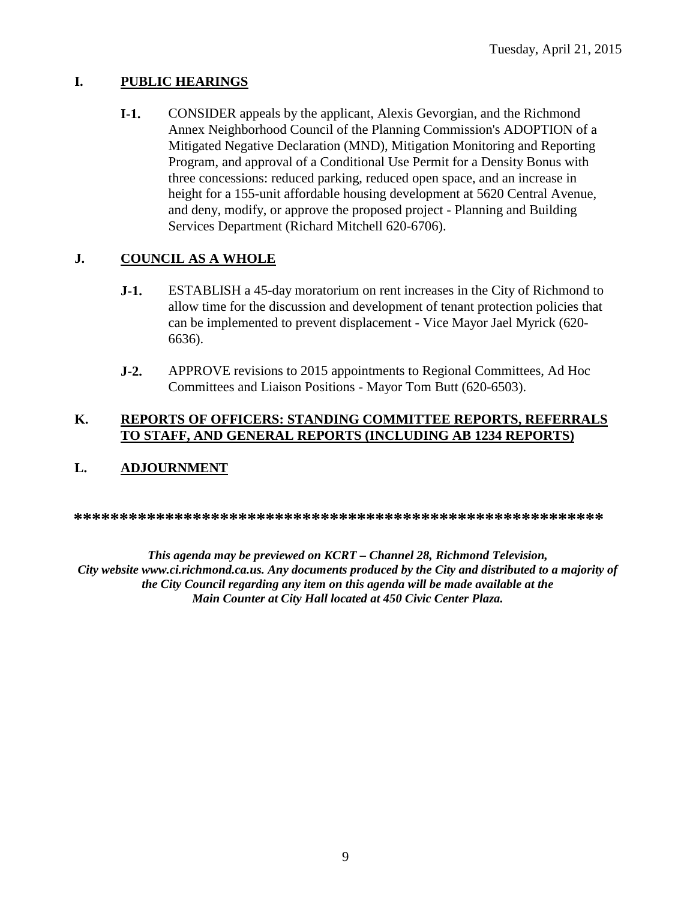## I. PUBLIC HEARINGS

**I-1.** CONSIDER appeals by the applicant, Alexis Gevorgian, and the Richmond Annex Neighborhood Council of the Planning Commission's ADOPTION of a Mitigated Negative Declaration (MND), Mitigation Monitoring and Reporting Program, and approval of a Conditional Use Permit for a Density Bonus with three concessions: reduced parking, reduced open space, and an increase in height for a 155-unit affordable housing development at 5620 Central Avenue, and deny, modify, or approve the proposed project - Planning and Building Services Department (Richard Mitchell 620-6706).

## J. COUNCIL AS A WHOLE

**J-1.** ESTABLISH a 45-day moratorium on rent increases in the City of Richmond to allow time for the discussion and development of tenant protection policies that can be implemented to prevent displacement - Vice Mayor Jael Myrick (620-6636).

**J-2.** APPROVE revisions to 2015 appointments to Regional Committees, Ad Hoc Committees and Liaison Positions - Mayor Tom Butt (620-6503).

## K. REPORTS OF OFFICERS: STANDING COMMITTEE REPORTS, REFERRALS TO STAFF, AND GENERAL REPORTS (INCLUDING AB 1234 REPORTS)

## L. ADJOURNMENT

**\*\*\*\*\*\*\*\*\*\*\*\*\*\*\*\*\*\*\*\*\*\*\*\*\*\*\*\*\*\*\*\*\*\*\*\*\*\*\*\*\*\*\*\*\*\*\*\*\*\*\*\*\*\*\*\*\*\*\*\***

***This agenda may be previewed on KCRT – Channel 28, Richmond Television, City website www.ci.richmond.ca.us. Any documents produced by the City and distributed to a majority of the City Council regarding any item on this agenda will be made available at the Main Counter at City Hall located at 450 Civic Center Plaza.***